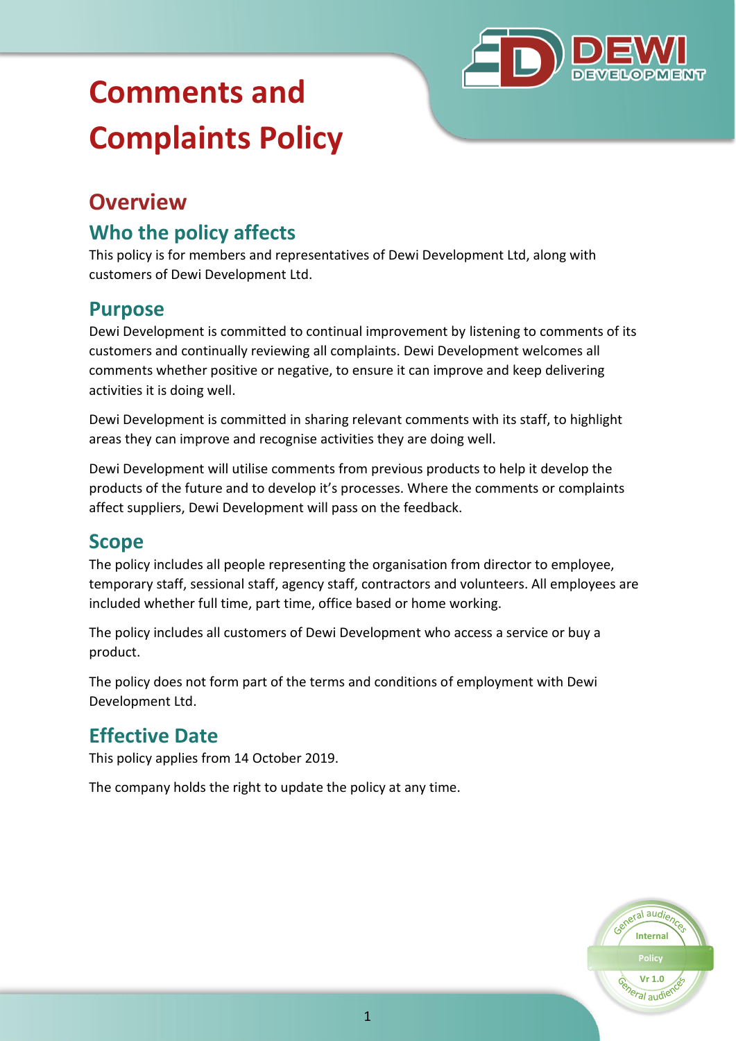# Comments and Complaints Policy

## Overview

### Who the policy affects

This policy is for members and representatives of Dewi Development Ltd, along with customers of Dewi Development Ltd.

### Purpose

Dewi Development is committed to continual improvement by listening to comments of its customers and continually reviewing all complaints. Dewi Development welcomes all comments whether positive or negative, to ensure it can improve and keep delivering activities it is doing well.

Dewi Development is committed in sharing relevant comments with its staff, to highlight areas they can improve and recognise activities they are doing well.

Dewi Development will utilise comments from previous products to help it develop the products of the future and to develop it's processes. Where the comments or complaints affect suppliers, Dewi Development will pass on the feedback.

### Scope

The policy includes all people representing the organisation from director to employee, temporary staff, sessional staff, agency staff, contractors and volunteers. All employees are included whether full time, part time, office based or home working.

The policy includes all customers of Dewi Development who access a service or buy a product.

The policy does not form part of the terms and conditions of employment with Dewi Development Ltd.

### Effective Date

This policy applies from 14 October 2019.

The company holds the right to update the policy at any time.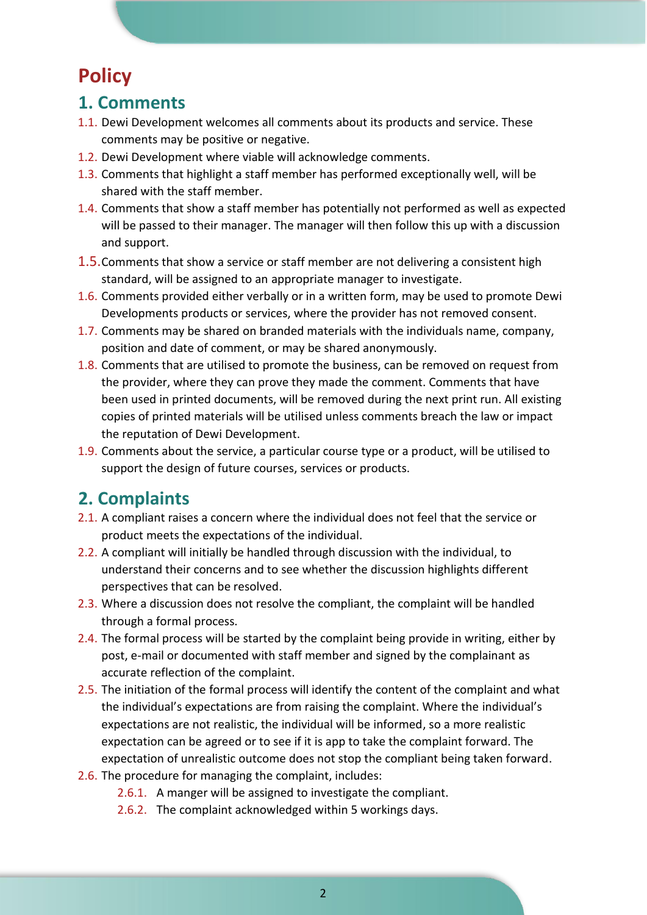# Policy

## 1. Comments

1.1. Dewi Development welcomes all comments about its products and service. These comments may be positive or negative.

1.2. Dewi Development where viable will acknowledge comments.

1.3. Comments that highlight a staff member has performed exceptionally well, will be shared with the staff member.

1.4. Comments that show a staff member has potentially not performed as well as expected will be passed to their manager. The manager will then follow this up with a discussion and support.

1.5. Comments that show a service or staff member are not delivering a consistent high standard, will be assigned to an appropriate manager to investigate.

1.6. Comments provided either verbally or in a written form, may be used to promote Dewi Developments products or services, where the provider has not removed consent.

1.7. Comments may be shared on branded materials with the individuals name, company, position and date of comment, or may be shared anonymously.

1.8. Comments that are utilised to promote the business, can be removed on request from the provider, where they can prove they made the comment. Comments that have been used in printed documents, will be removed during the next print run. All existing copies of printed materials will be utilised unless comments breach the law or impact the reputation of Dewi Development.

1.9. Comments about the service, a particular course type or a product, will be utilised to support the design of future courses, services or products.

## 2. Complaints

2.1. A compliant raises a concern where the individual does not feel that the service or product meets the expectations of the individual.

2.2. A compliant will initially be handled through discussion with the individual, to understand their concerns and to see whether the discussion highlights different perspectives that can be resolved.

2.3. Where a discussion does not resolve the compliant, the complaint will be handled through a formal process.

2.4. The formal process will be started by the complaint being provide in writing, either by post, e-mail or documented with staff member and signed by the complainant as accurate reflection of the complaint.

2.5. The initiation of the formal process will identify the content of the complaint and what the individual's expectations are from raising the complaint. Where the individual's expectations are not realistic, the individual will be informed, so a more realistic expectation can be agreed or to see if it is app to take the complaint forward. The expectation of unrealistic outcome does not stop the compliant being taken forward.

2.6. The procedure for managing the complaint, includes:

   2.6.1. A manger will be assigned to investigate the compliant.

   2.6.2. The complaint acknowledged within 5 workings days.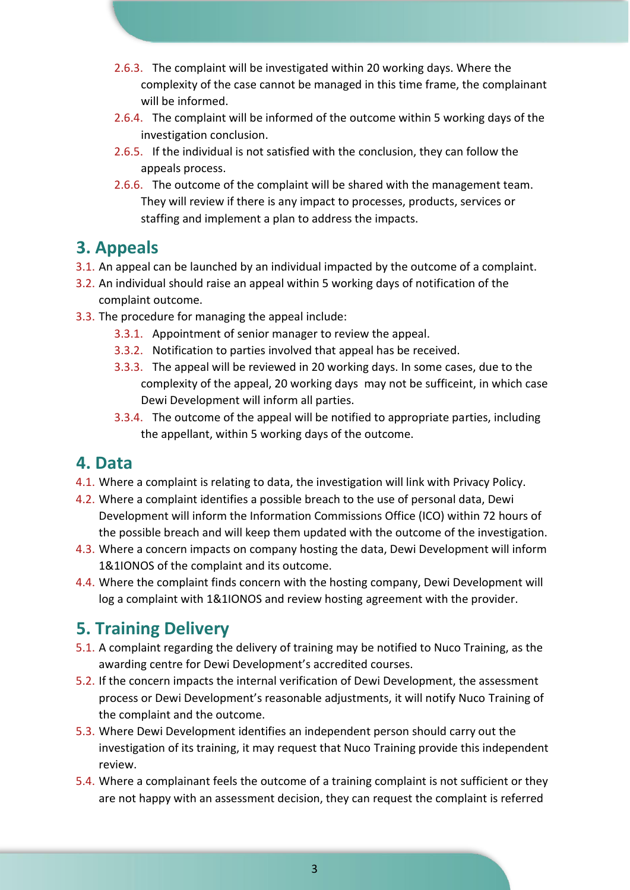2.6.3. The complaint will be investigated within 20 working days. Where the complexity of the case cannot be managed in this time frame, the complainant will be informed.

2.6.4. The complaint will be informed of the outcome within 5 working days of the investigation conclusion.

2.6.5. If the individual is not satisfied with the conclusion, they can follow the appeals process.

2.6.6. The outcome of the complaint will be shared with the management team. They will review if there is any impact to processes, products, services or staffing and implement a plan to address the impacts.

## 3. Appeals

3.1. An appeal can be launched by an individual impacted by the outcome of a complaint.

3.2. An individual should raise an appeal within 5 working days of notification of the complaint outcome.

3.3. The procedure for managing the appeal include:

3.3.1. Appointment of senior manager to review the appeal.

3.3.2. Notification to parties involved that appeal has be received.

3.3.3. The appeal will be reviewed in 20 working days. In some cases, due to the complexity of the appeal, 20 working days may not be sufficeint, in which case Dewi Development will inform all parties.

3.3.4. The outcome of the appeal will be notified to appropriate parties, including the appellant, within 5 working days of the outcome.

## 4. Data

4.1. Where a complaint is relating to data, the investigation will link with Privacy Policy.

4.2. Where a complaint identifies a possible breach to the use of personal data, Dewi Development will inform the Information Commissions Office (ICO) within 72 hours of the possible breach and will keep them updated with the outcome of the investigation.

4.3. Where a concern impacts on company hosting the data, Dewi Development will inform 1&1IONOS of the complaint and its outcome.

4.4. Where the complaint finds concern with the hosting company, Dewi Development will log a complaint with 1&1IONOS and review hosting agreement with the provider.

## 5. Training Delivery

5.1. A complaint regarding the delivery of training may be notified to Nuco Training, as the awarding centre for Dewi Development's accredited courses.

5.2. If the concern impacts the internal verification of Dewi Development, the assessment process or Dewi Development's reasonable adjustments, it will notify Nuco Training of the complaint and the outcome.

5.3. Where Dewi Development identifies an independent person should carry out the investigation of its training, it may request that Nuco Training provide this independent review.

5.4. Where a complainant feels the outcome of a training complaint is not sufficient or they are not happy with an assessment decision, they can request the complaint is referred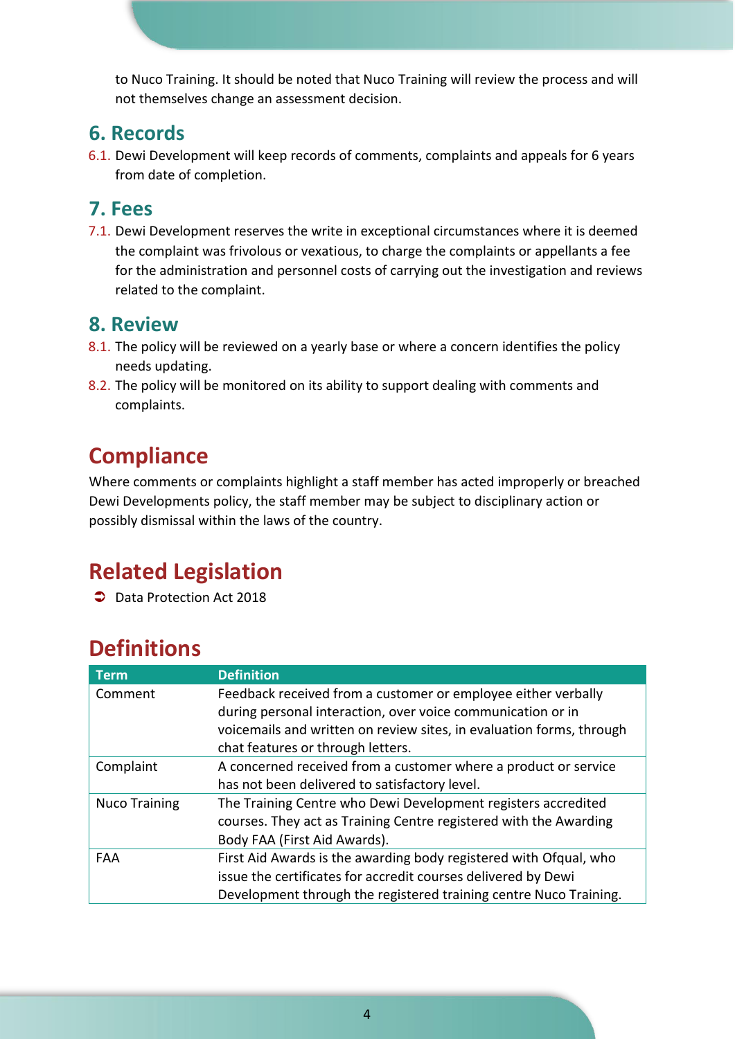to Nuco Training. It should be noted that Nuco Training will review the process and will not themselves change an assessment decision.

## 6. Records

6.1. Dewi Development will keep records of comments, complaints and appeals for 6 years from date of completion.

## 7. Fees

7.1. Dewi Development reserves the write in exceptional circumstances where it is deemed the complaint was frivolous or vexatious, to charge the complaints or appellants a fee for the administration and personnel costs of carrying out the investigation and reviews related to the complaint.

## 8. Review

8.1. The policy will be reviewed on a yearly base or where a concern identifies the policy needs updating.

8.2. The policy will be monitored on its ability to support dealing with comments and complaints.

# Compliance

Where comments or complaints highlight a staff member has acted improperly or breached Dewi Developments policy, the staff member may be subject to disciplinary action or possibly dismissal within the laws of the country.

# Related Legislation

- Data Protection Act 2018

# Definitions

| Term | Definition |
| --- | --- |
| Comment | Feedback received from a customer or employee either verbally during personal interaction, over voice communication or in voicemails and written on review sites, in evaluation forms, through chat features or through letters. |
| Complaint | A concerned received from a customer where a product or service has not been delivered to satisfactory level. |
| Nuco Training | The Training Centre who Dewi Development registers accredited courses. They act as Training Centre registered with the Awarding Body FAA (First Aid Awards). |
| FAA | First Aid Awards is the awarding body registered with Ofqual, who issue the certificates for accredit courses delivered by Dewi Development through the registered training centre Nuco Training. |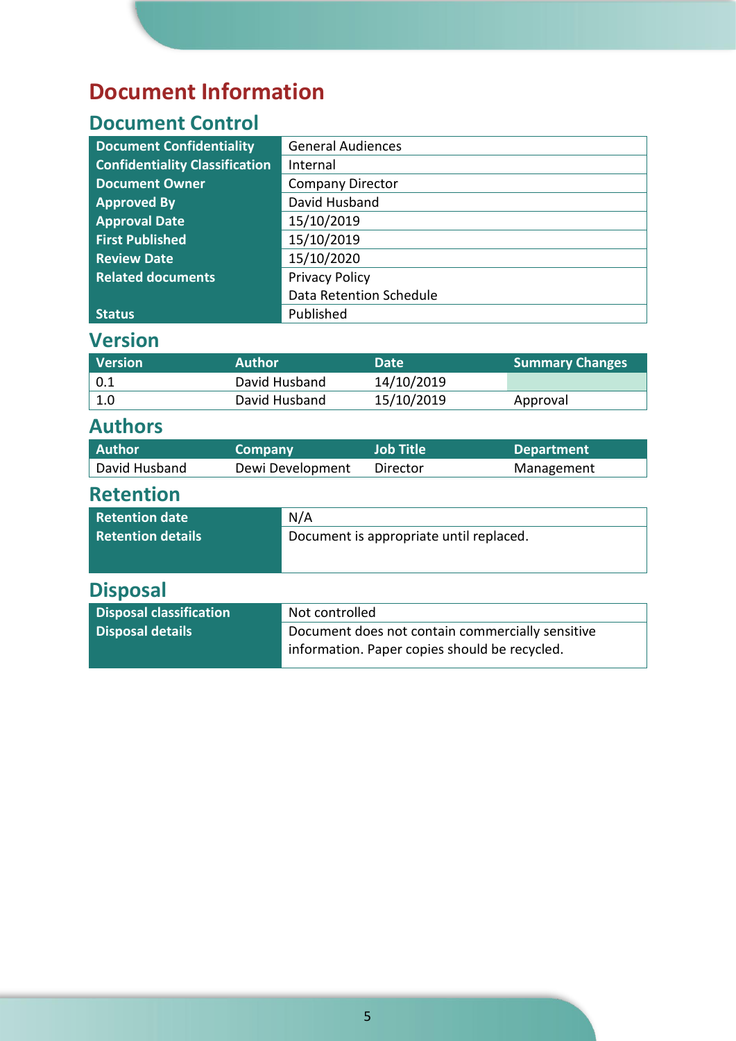# Document Information

## Document Control

| | |
|---|---|
| **Document Confidentiality** | General Audiences |
| **Confidentiality Classification** | Internal |
| **Document Owner** | Company Director |
| **Approved By** | David Husband |
| **Approval Date** | 15/10/2019 |
| **First Published** | 15/10/2019 |
| **Review Date** | 15/10/2020 |
| **Related documents** | Privacy Policy<br>Data Retention Schedule |
| **Status** | Published |

## Version

| Version | Author | Date | Summary Changes |
|---|---|---|---|
| 0.1 | David Husband | 14/10/2019 | |
| 1.0 | David Husband | 15/10/2019 | Approval |

## Authors

| Author | Company | Job Title | Department |
|---|---|---|---|
| David Husband | Dewi Development | Director | Management |

## Retention

| | |
|---|---|
| **Retention date** | N/A |
| **Retention details** | Document is appropriate until replaced. |

## Disposal

| | |
|---|---|
| **Disposal classification** | Not controlled |
| **Disposal details** | Document does not contain commercially sensitive information. Paper copies should be recycled. |